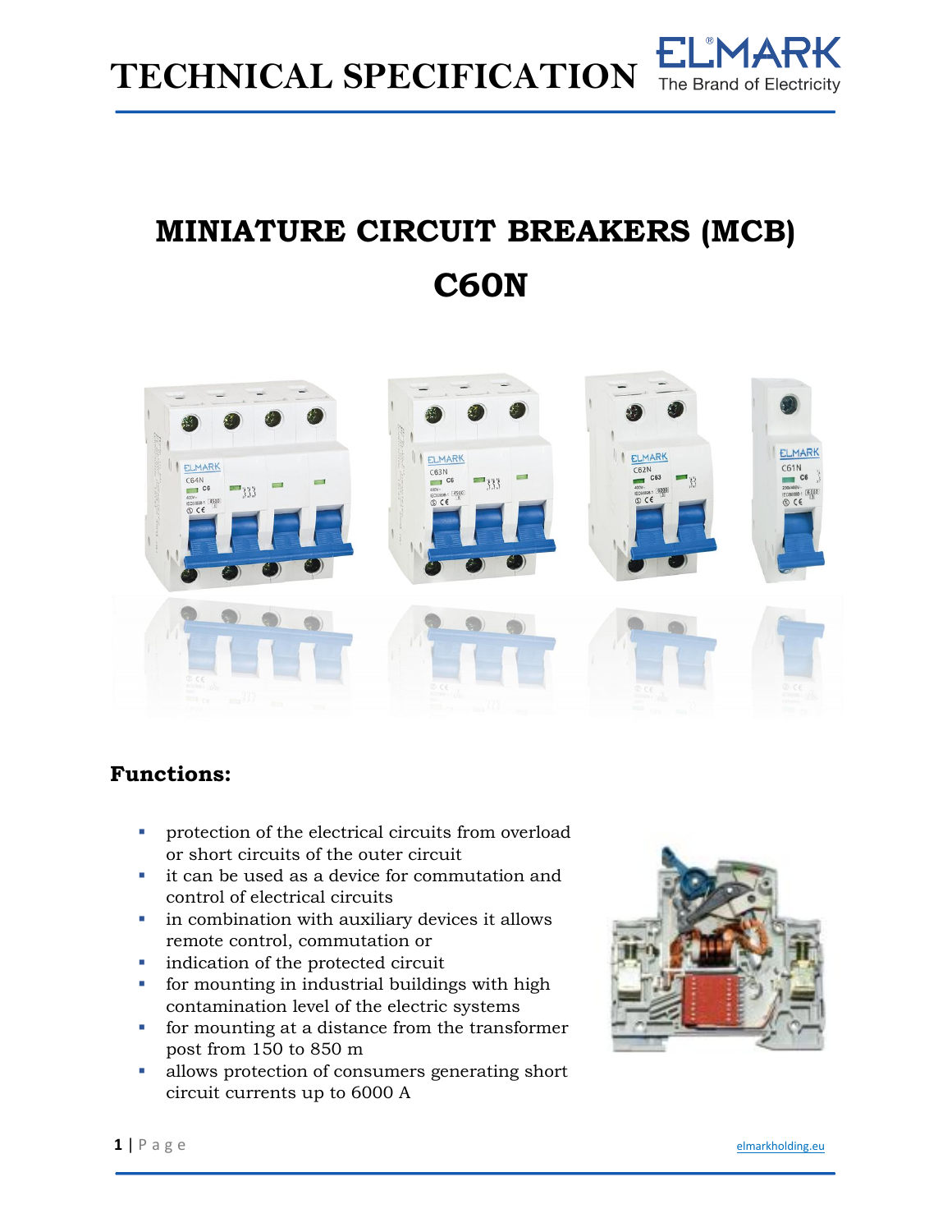# TECHNICAL SPECIFICATION

## MINIATURE CIRCUIT BREAKERS (MCB)

## C60N

### Functions:

- protection of the electrical circuits from overload or short circuits of the outer circuit
- it can be used as a device for commutation and control of electrical circuits
- in combination with auxiliary devices it allows remote control, commutation or
- indication of the protected circuit
- for mounting in industrial buildings with high contamination level of the electric systems
- for mounting at a distance from the transformer post from 150 to 850 m
- allows protection of consumers generating short circuit currents up to 6000 A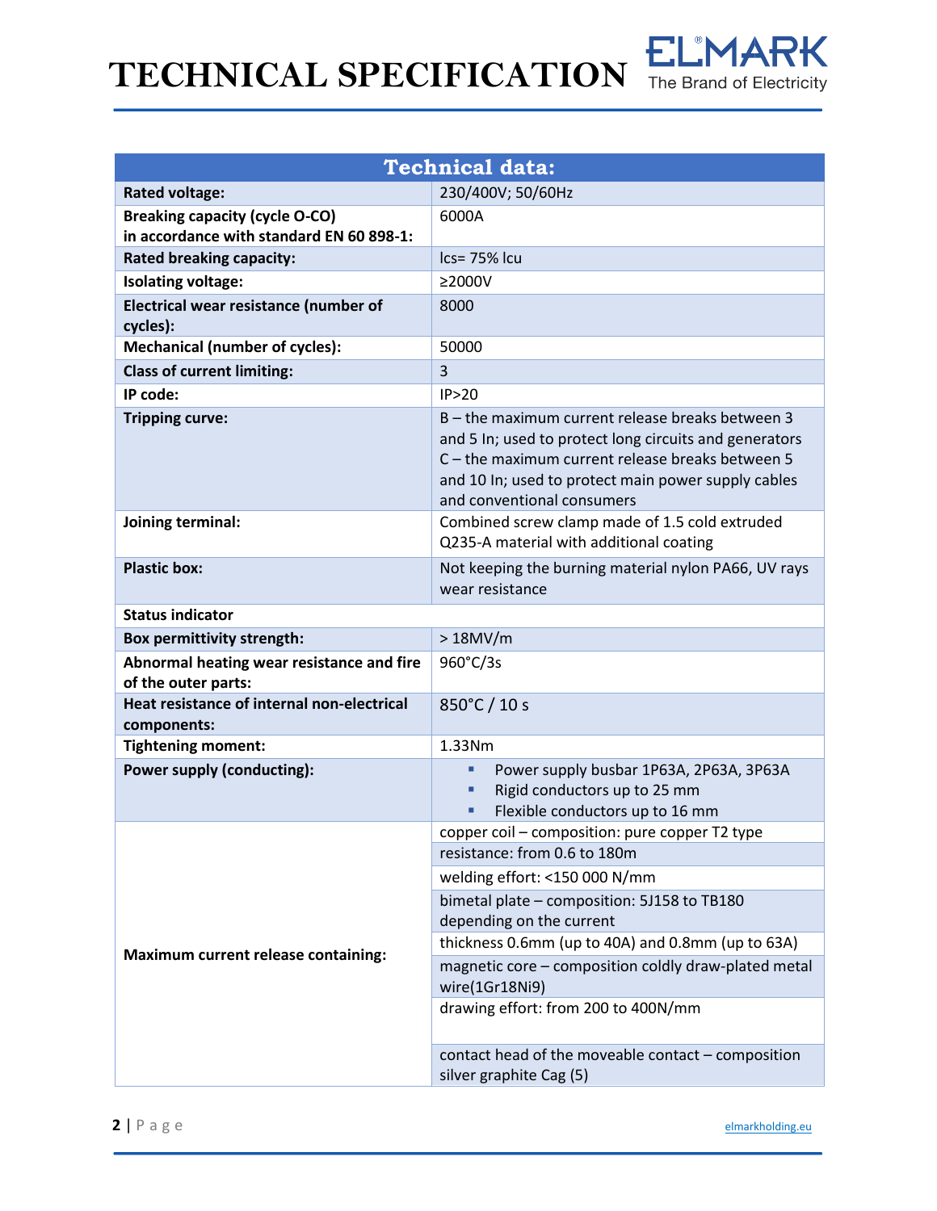# TECHNICAL SPECIFICATION

| Technical data: | |
|---|---|
| **Rated voltage:** | 230/400V; 50/60Hz |
| **Breaking capacity (cycle O-CO) in accordance with standard EN 60 898-1:** | 6000A |
| **Rated breaking capacity:** | lcs= 75% lcu |
| **Isolating voltage:** | ≥2000V |
| **Electrical wear resistance (number of cycles):** | 8000 |
| **Mechanical (number of cycles):** | 50000 |
| **Class of current limiting:** | 3 |
| **IP code:** | IP>20 |
| **Tripping curve:** | B – the maximum current release breaks between 3 and 5 In; used to protect long circuits and generators<br>C – the maximum current release breaks between 5 and 10 In; used to protect main power supply cables and conventional consumers |
| **Joining terminal:** | Combined screw clamp made of 1.5 cold extruded Q235-A material with additional coating |
| **Plastic box:** | Not keeping the burning material nylon PA66, UV rays wear resistance |
| **Status indicator** | |
| **Box permittivity strength:** | > 18MV/m |
| **Abnormal heating wear resistance and fire of the outer parts:** | 960°C/3s |
| **Heat resistance of internal non-electrical components:** | 850°C / 10 s |
| **Tightening moment:** | 1.33Nm |
| **Power supply (conducting):** | ▪ Power supply busbar 1P63A, 2P63A, 3P63A<br>▪ Rigid conductors up to 25 mm<br>▪ Flexible conductors up to 16 mm |
| **Maximum current release containing:** | copper coil – composition: pure copper T2 type |
| | resistance: from 0.6 to 180m |
| | welding effort: <150 000 N/mm |
| | bimetal plate – composition: 5J158 to TB180 depending on the current |
| | thickness 0.6mm (up to 40A) and 0.8mm (up to 63A) |
| | magnetic core – composition coldly draw-plated metal wire(1Gr18Ni9) |
| | drawing effort: from 200 to 400N/mm |
| | contact head of the moveable contact – composition silver graphite Cag (5) |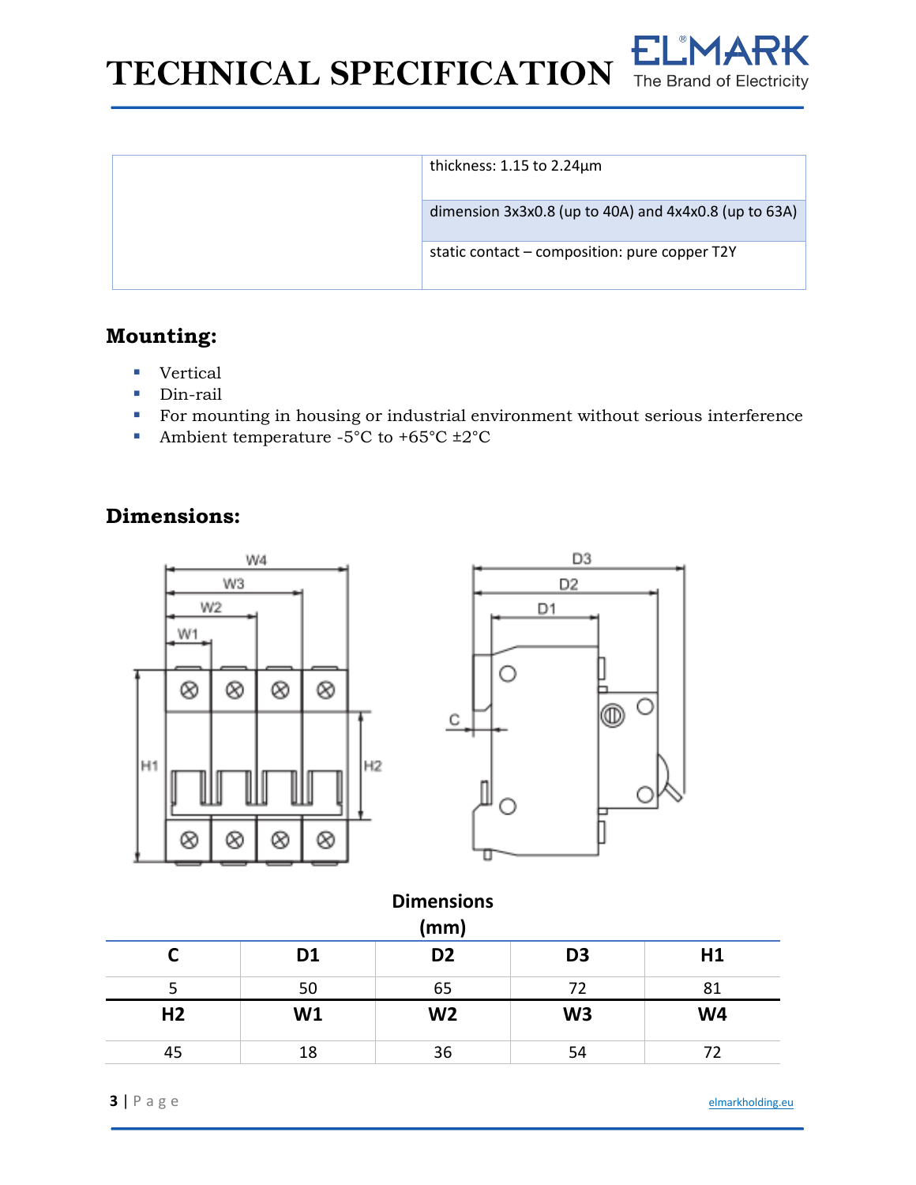| | |
|---|---|
| | thickness: 1.15 to 2.24μm |
| | dimension 3x3x0.8 (up to 40A) and 4x4x0.8 (up to 63A) |
| | static contact – composition: pure copper T2Y |

## Mounting:

- Vertical
- Din-rail
- For mounting in housing or industrial environment without serious interference
- Ambient temperature -5°C to +65°C ±2°C

## Dimensions:

**Dimensions (mm)**

| C | D1 | D2 | D3 | H1 |
|---|---|---|---|---|
| 5 | 50 | 65 | 72 | 81 |
| **H2** | **W1** | **W2** | **W3** | **W4** |
| 45 | 18 | 36 | 54 | 72 |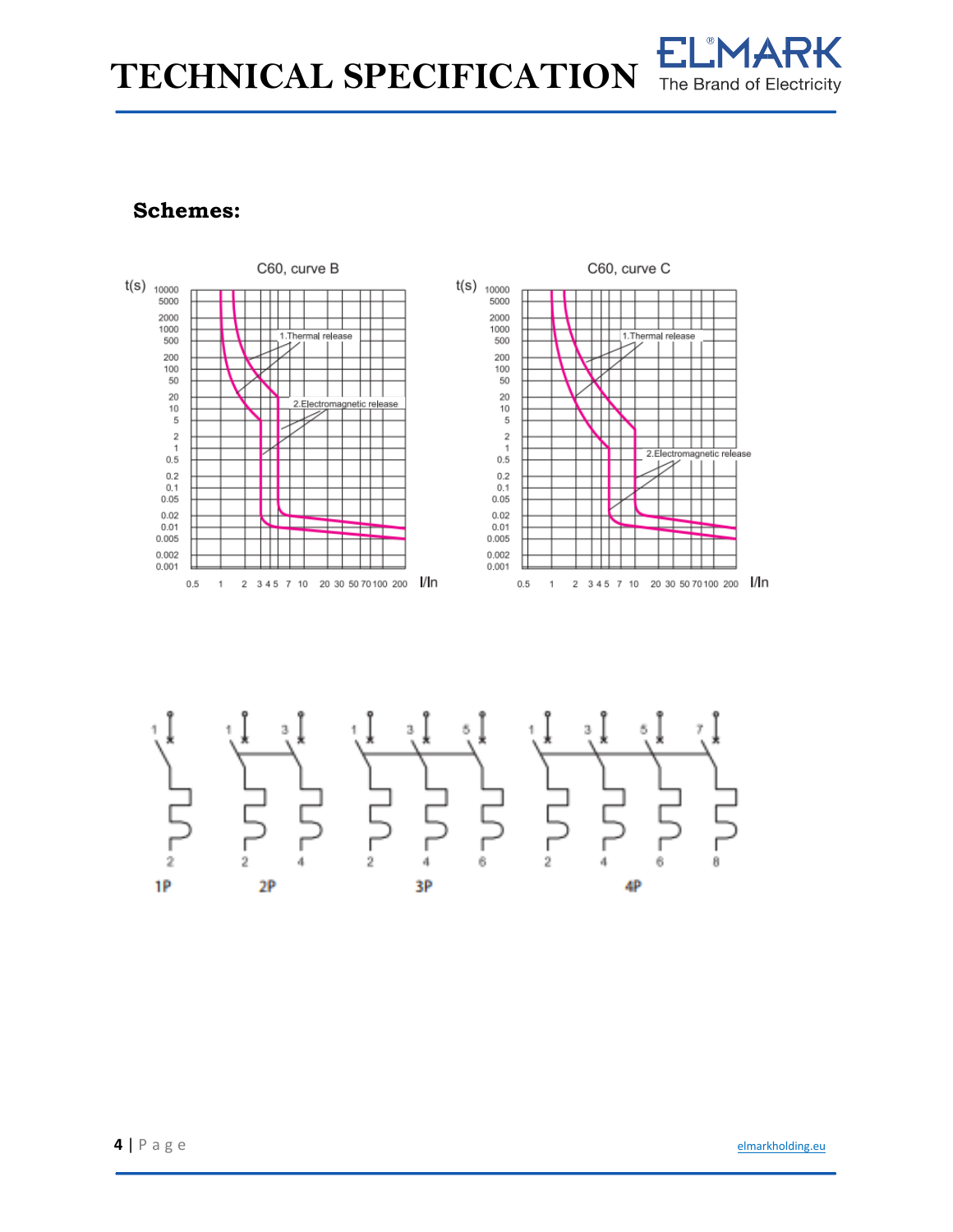**Schemes:**

C60, curve B

1.Thermal release

2.Electromagnetic release

C60, curve C

1.Thermal release

2.Electromagnetic release

1P 2P 3P 4P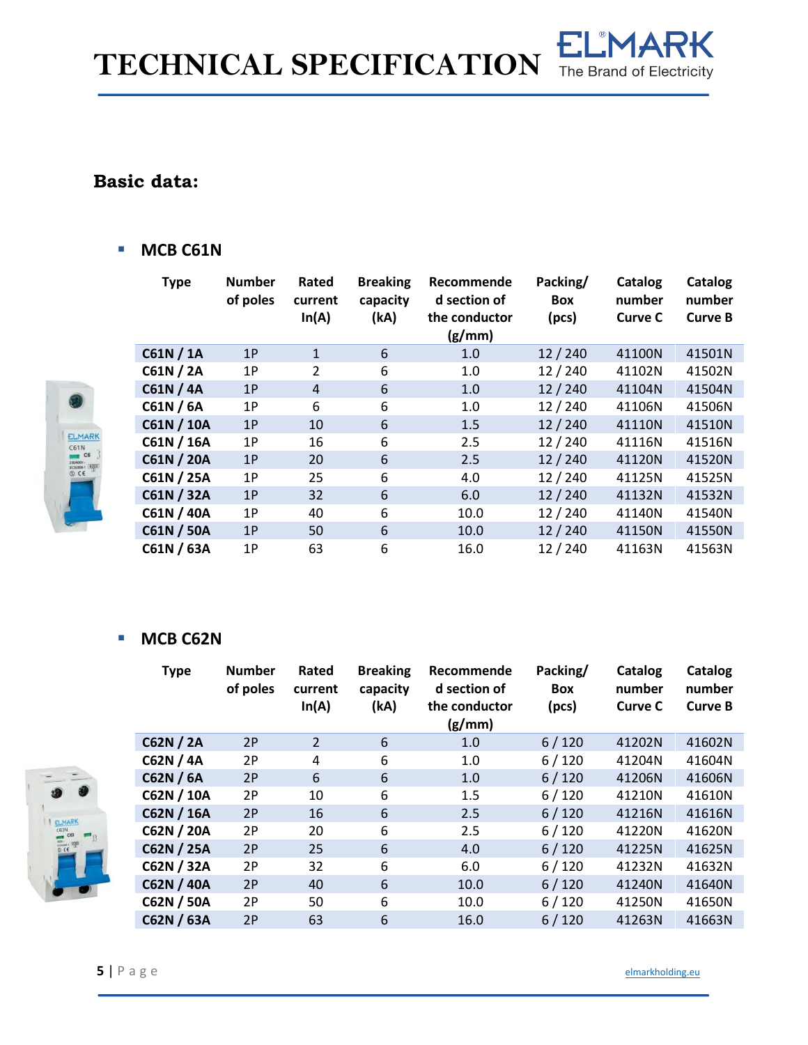# TECHNICAL SPECIFICATION

## Basic data:

- **MCB C61N**

| Type | Number of poles | Rated current In(A) | Breaking capacity (kA) | Recommended section of the conductor (g/mm) | Packing/ Box (pcs) | Catalog number Curve C | Catalog number Curve B |
|---|---|---|---|---|---|---|---|
| **C61N / 1A** | 1P | 1 | 6 | 1.0 | 12 / 240 | 41100N | 41501N |
| **C61N / 2A** | 1P | 2 | 6 | 1.0 | 12 / 240 | 41102N | 41502N |
| **C61N / 4A** | 1P | 4 | 6 | 1.0 | 12 / 240 | 41104N | 41504N |
| **C61N / 6A** | 1P | 6 | 6 | 1.0 | 12 / 240 | 41106N | 41506N |
| **C61N / 10A** | 1P | 10 | 6 | 1.5 | 12 / 240 | 41110N | 41510N |
| **C61N / 16A** | 1P | 16 | 6 | 2.5 | 12 / 240 | 41116N | 41516N |
| **C61N / 20A** | 1P | 20 | 6 | 2.5 | 12 / 240 | 41120N | 41520N |
| **C61N / 25A** | 1P | 25 | 6 | 4.0 | 12 / 240 | 41125N | 41525N |
| **C61N / 32A** | 1P | 32 | 6 | 6.0 | 12 / 240 | 41132N | 41532N |
| **C61N / 40A** | 1P | 40 | 6 | 10.0 | 12 / 240 | 41140N | 41540N |
| **C61N / 50A** | 1P | 50 | 6 | 10.0 | 12 / 240 | 41150N | 41550N |
| **C61N / 63A** | 1P | 63 | 6 | 16.0 | 12 / 240 | 41163N | 41563N |

- **MCB C62N**

| Type | Number of poles | Rated current In(A) | Breaking capacity (kA) | Recommended section of the conductor (g/mm) | Packing/ Box (pcs) | Catalog number Curve C | Catalog number Curve B |
|---|---|---|---|---|---|---|---|
| **C62N / 2A** | 2P | 2 | 6 | 1.0 | 6 / 120 | 41202N | 41602N |
| **C62N / 4A** | 2P | 4 | 6 | 1.0 | 6 / 120 | 41204N | 41604N |
| **C62N / 6A** | 2P | 6 | 6 | 1.0 | 6 / 120 | 41206N | 41606N |
| **C62N / 10A** | 2P | 10 | 6 | 1.5 | 6 / 120 | 41210N | 41610N |
| **C62N / 16A** | 2P | 16 | 6 | 2.5 | 6 / 120 | 41216N | 41616N |
| **C62N / 20A** | 2P | 20 | 6 | 2.5 | 6 / 120 | 41220N | 41620N |
| **C62N / 25A** | 2P | 25 | 6 | 4.0 | 6 / 120 | 41225N | 41625N |
| **C62N / 32A** | 2P | 32 | 6 | 6.0 | 6 / 120 | 41232N | 41632N |
| **C62N / 40A** | 2P | 40 | 6 | 10.0 | 6 / 120 | 41240N | 41640N |
| **C62N / 50A** | 2P | 50 | 6 | 10.0 | 6 / 120 | 41250N | 41650N |
| **C62N / 63A** | 2P | 63 | 6 | 16.0 | 6 / 120 | 41263N | 41663N |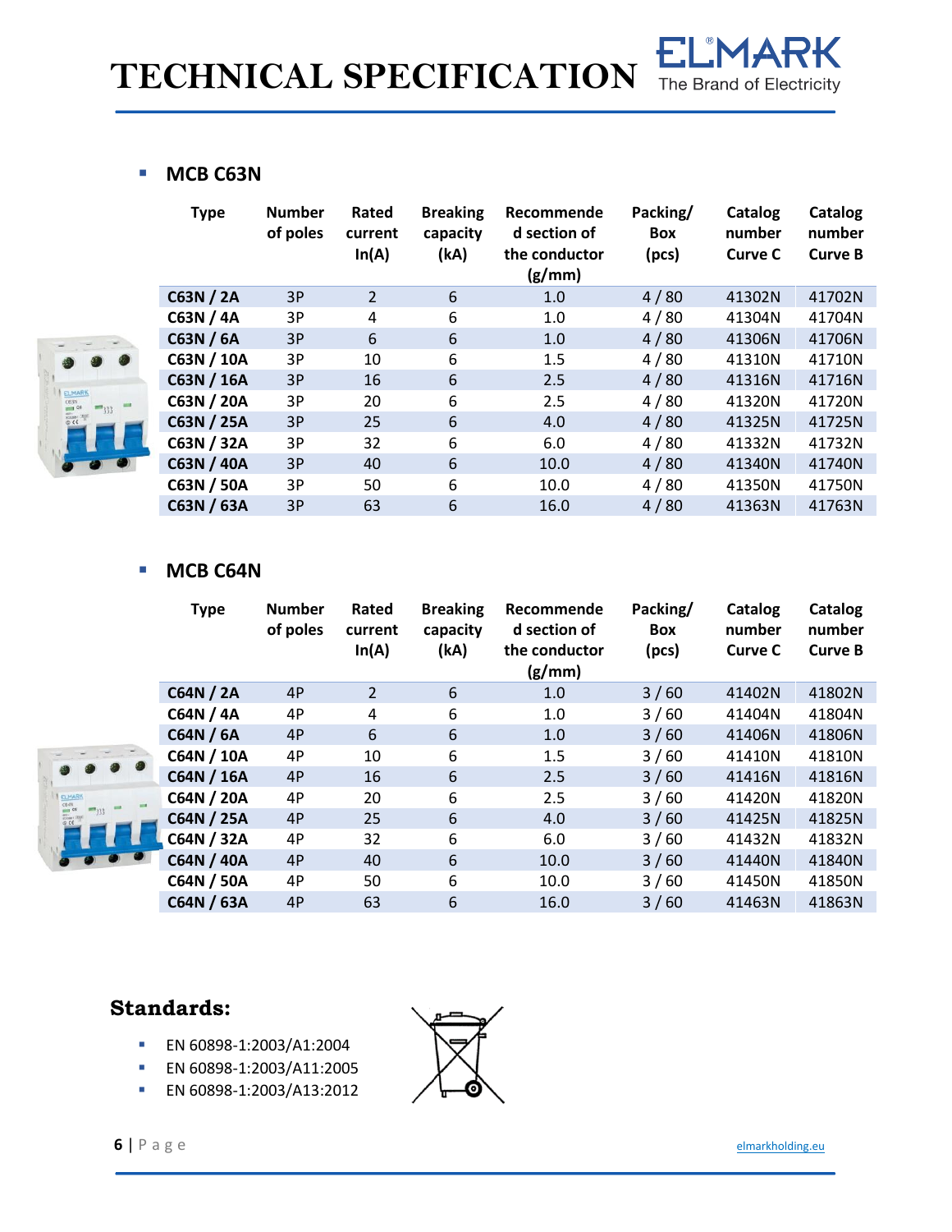# TECHNICAL SPECIFICATION

## MCB C63N

| Type | Number of poles | Rated current In(A) | Breaking capacity (kA) | Recommended section of the conductor (g/mm) | Packing/ Box (pcs) | Catalog number Curve C | Catalog number Curve B |
|---|---|---|---|---|---|---|---|
| **C63N / 2A** | 3P | 2 | 6 | 1.0 | 4 / 80 | 41302N | 41702N |
| **C63N / 4A** | 3P | 4 | 6 | 1.0 | 4 / 80 | 41304N | 41704N |
| **C63N / 6A** | 3P | 6 | 6 | 1.0 | 4 / 80 | 41306N | 41706N |
| **C63N / 10A** | 3P | 10 | 6 | 1.5 | 4 / 80 | 41310N | 41710N |
| **C63N / 16A** | 3P | 16 | 6 | 2.5 | 4 / 80 | 41316N | 41716N |
| **C63N / 20A** | 3P | 20 | 6 | 2.5 | 4 / 80 | 41320N | 41720N |
| **C63N / 25A** | 3P | 25 | 6 | 4.0 | 4 / 80 | 41325N | 41725N |
| **C63N / 32A** | 3P | 32 | 6 | 6.0 | 4 / 80 | 41332N | 41732N |
| **C63N / 40A** | 3P | 40 | 6 | 10.0 | 4 / 80 | 41340N | 41740N |
| **C63N / 50A** | 3P | 50 | 6 | 10.0 | 4 / 80 | 41350N | 41750N |
| **C63N / 63A** | 3P | 63 | 6 | 16.0 | 4 / 80 | 41363N | 41763N |

## MCB C64N

| Type | Number of poles | Rated current In(A) | Breaking capacity (kA) | Recommended section of the conductor (g/mm) | Packing/ Box (pcs) | Catalog number Curve C | Catalog number Curve B |
|---|---|---|---|---|---|---|---|
| **C64N / 2A** | 4P | 2 | 6 | 1.0 | 3 / 60 | 41402N | 41802N |
| **C64N / 4A** | 4P | 4 | 6 | 1.0 | 3 / 60 | 41404N | 41804N |
| **C64N / 6A** | 4P | 6 | 6 | 1.0 | 3 / 60 | 41406N | 41806N |
| **C64N / 10A** | 4P | 10 | 6 | 1.5 | 3 / 60 | 41410N | 41810N |
| **C64N / 16A** | 4P | 16 | 6 | 2.5 | 3 / 60 | 41416N | 41816N |
| **C64N / 20A** | 4P | 20 | 6 | 2.5 | 3 / 60 | 41420N | 41820N |
| **C64N / 25A** | 4P | 25 | 6 | 4.0 | 3 / 60 | 41425N | 41825N |
| **C64N / 32A** | 4P | 32 | 6 | 6.0 | 3 / 60 | 41432N | 41832N |
| **C64N / 40A** | 4P | 40 | 6 | 10.0 | 3 / 60 | 41440N | 41840N |
| **C64N / 50A** | 4P | 50 | 6 | 10.0 | 3 / 60 | 41450N | 41850N |
| **C64N / 63A** | 4P | 63 | 6 | 16.0 | 3 / 60 | 41463N | 41863N |

## Standards:

- EN 60898-1:2003/A1:2004
- EN 60898-1:2003/A11:2005
- EN 60898-1:2003/A13:2012